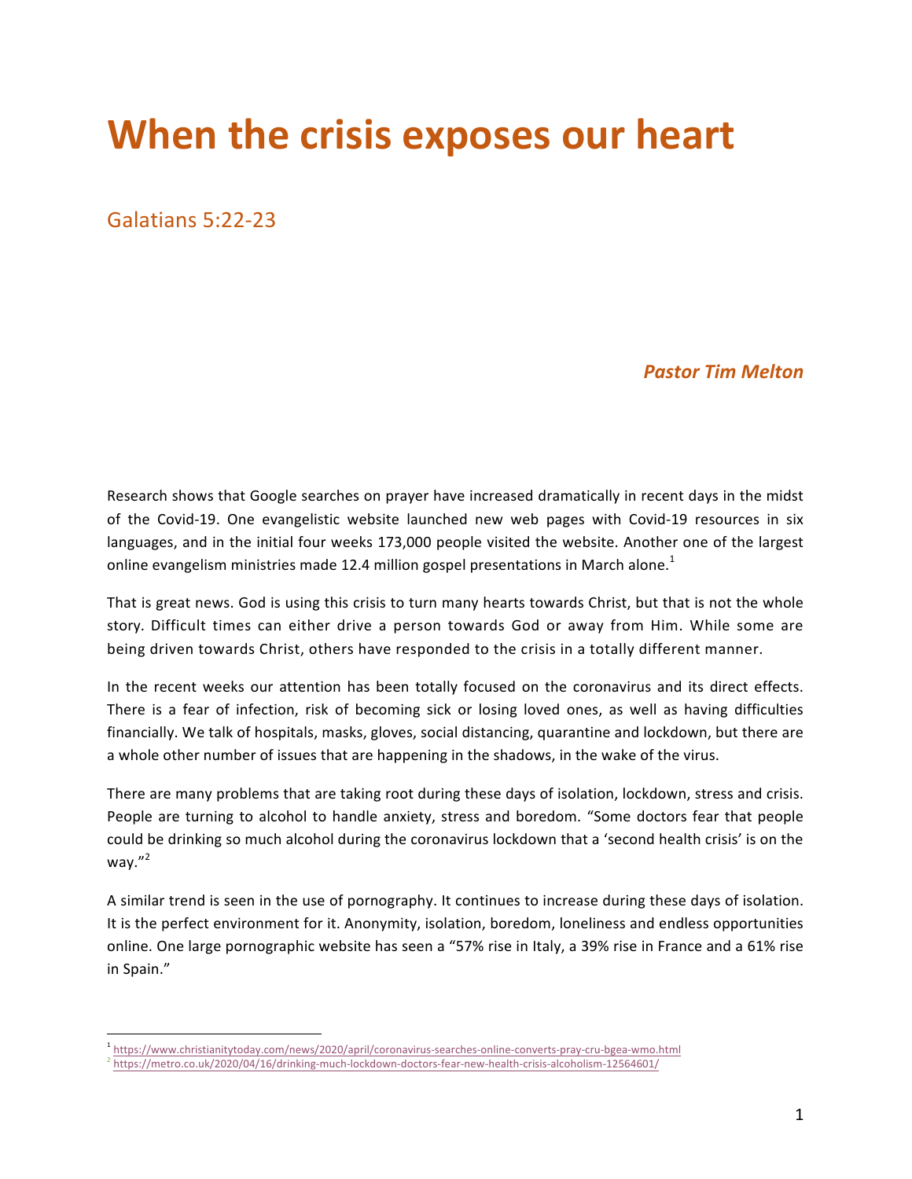# When the crisis exposes our heart

## Galatians 5:22-23

***Pastor Tim Melton***

Research shows that Google searches on prayer have increased dramatically in recent days in the midst of the Covid-19. One evangelistic website launched new web pages with Covid-19 resources in six languages, and in the initial four weeks 173,000 people visited the website. Another one of the largest online evangelism ministries made 12.4 million gospel presentations in March alone.[1]

That is great news. God is using this crisis to turn many hearts towards Christ, but that is not the whole story. Difficult times can either drive a person towards God or away from Him. While some are being driven towards Christ, others have responded to the crisis in a totally different manner.

In the recent weeks our attention has been totally focused on the coronavirus and its direct effects. There is a fear of infection, risk of becoming sick or losing loved ones, as well as having difficulties financially. We talk of hospitals, masks, gloves, social distancing, quarantine and lockdown, but there are a whole other number of issues that are happening in the shadows, in the wake of the virus.

There are many problems that are taking root during these days of isolation, lockdown, stress and crisis. People are turning to alcohol to handle anxiety, stress and boredom. "Some doctors fear that people could be drinking so much alcohol during the coronavirus lockdown that a 'second health crisis' is on the way."[2]

A similar trend is seen in the use of pornography. It continues to increase during these days of isolation. It is the perfect environment for it. Anonymity, isolation, boredom, loneliness and endless opportunities online. One large pornographic website has seen a "57% rise in Italy, a 39% rise in France and a 61% rise in Spain."

---

[1] https://www.christianitytoday.com/news/2020/april/coronavirus-searches-online-converts-pray-cru-bgea-wmo.html

[2] https://metro.co.uk/2020/04/16/drinking-much-lockdown-doctors-fear-new-health-crisis-alcoholism-12564601/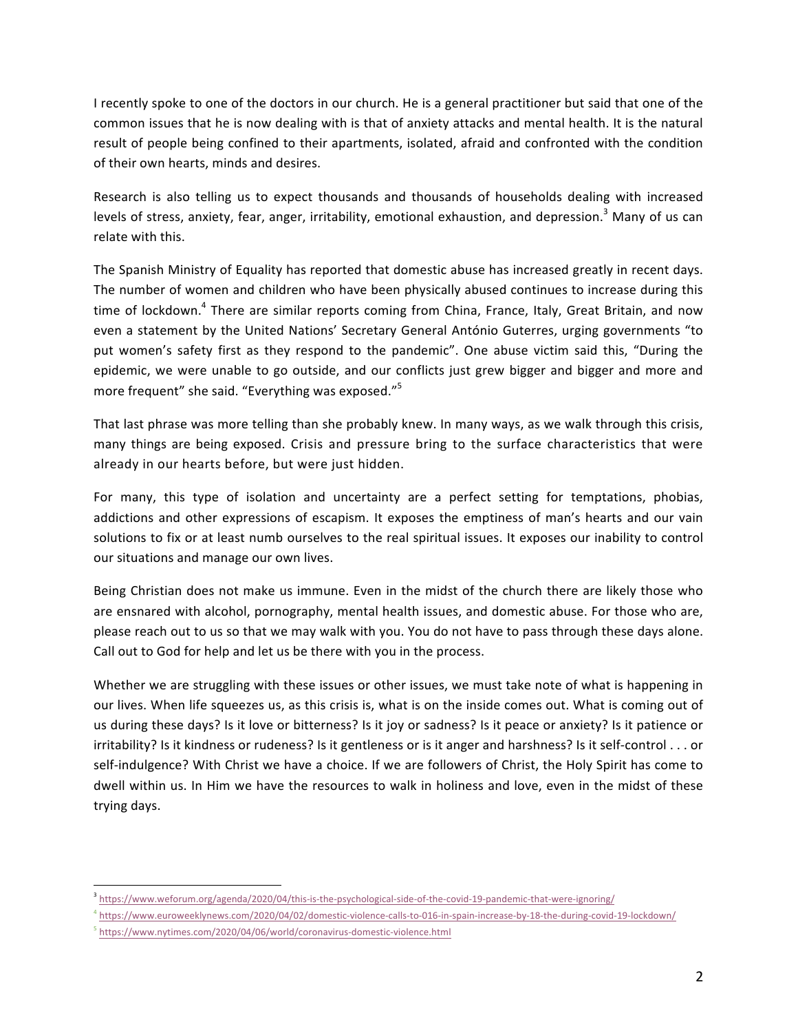I recently spoke to one of the doctors in our church. He is a general practitioner but said that one of the common issues that he is now dealing with is that of anxiety attacks and mental health. It is the natural result of people being confined to their apartments, isolated, afraid and confronted with the condition of their own hearts, minds and desires.

Research is also telling us to expect thousands and thousands of households dealing with increased levels of stress, anxiety, fear, anger, irritability, emotional exhaustion, and depression.[3] Many of us can relate with this.

The Spanish Ministry of Equality has reported that domestic abuse has increased greatly in recent days. The number of women and children who have been physically abused continues to increase during this time of lockdown.[4] There are similar reports coming from China, France, Italy, Great Britain, and now even a statement by the United Nations' Secretary General António Guterres, urging governments "to put women's safety first as they respond to the pandemic". One abuse victim said this, "During the epidemic, we were unable to go outside, and our conflicts just grew bigger and bigger and more and more frequent" she said. "Everything was exposed."[5]

That last phrase was more telling than she probably knew. In many ways, as we walk through this crisis, many things are being exposed. Crisis and pressure bring to the surface characteristics that were already in our hearts before, but were just hidden.

For many, this type of isolation and uncertainty are a perfect setting for temptations, phobias, addictions and other expressions of escapism. It exposes the emptiness of man's hearts and our vain solutions to fix or at least numb ourselves to the real spiritual issues. It exposes our inability to control our situations and manage our own lives.

Being Christian does not make us immune. Even in the midst of the church there are likely those who are ensnared with alcohol, pornography, mental health issues, and domestic abuse. For those who are, please reach out to us so that we may walk with you. You do not have to pass through these days alone. Call out to God for help and let us be there with you in the process.

Whether we are struggling with these issues or other issues, we must take note of what is happening in our lives. When life squeezes us, as this crisis is, what is on the inside comes out. What is coming out of us during these days? Is it love or bitterness? Is it joy or sadness? Is it peace or anxiety? Is it patience or irritability? Is it kindness or rudeness? Is it gentleness or is it anger and harshness? Is it self-control . . . or self-indulgence? With Christ we have a choice. If we are followers of Christ, the Holy Spirit has come to dwell within us. In Him we have the resources to walk in holiness and love, even in the midst of these trying days.

---

[3] https://www.weforum.org/agenda/2020/04/this-is-the-psychological-side-of-the-covid-19-pandemic-that-were-ignoring/

[4] https://www.euroweeklynews.com/2020/04/02/domestic-violence-calls-to-016-in-spain-increase-by-18-the-during-covid-19-lockdown/

[5] https://www.nytimes.com/2020/04/06/world/coronavirus-domestic-violence.html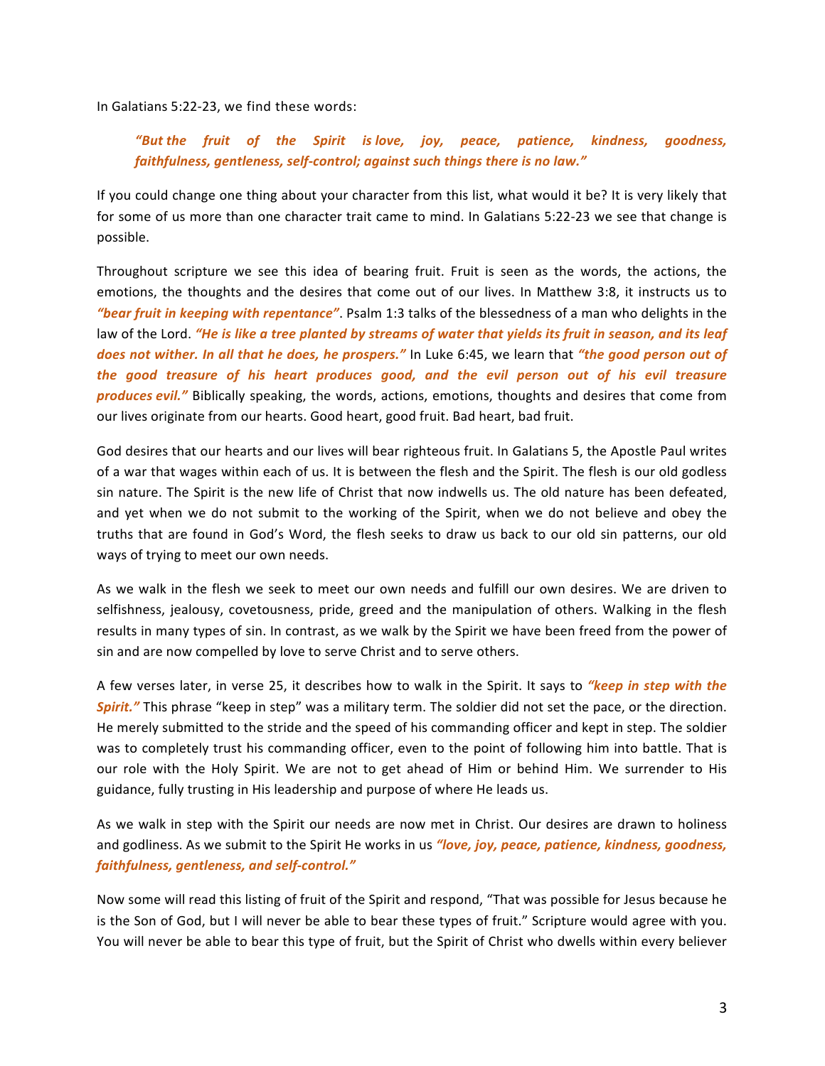In Galatians 5:22-23, we find these words:

> ***"But the fruit of the Spirit is love, joy, peace, patience, kindness, goodness, faithfulness, gentleness, self-control; against such things there is no law."***

If you could change one thing about your character from this list, what would it be? It is very likely that for some of us more than one character trait came to mind. In Galatians 5:22-23 we see that change is possible.

Throughout scripture we see this idea of bearing fruit. Fruit is seen as the words, the actions, the emotions, the thoughts and the desires that come out of our lives. In Matthew 3:8, it instructs us to ***"bear fruit in keeping with repentance"***. Psalm 1:3 talks of the blessedness of a man who delights in the law of the Lord. ***"He is like a tree planted by streams of water that yields its fruit in season, and its leaf does not wither. In all that he does, he prospers."*** In Luke 6:45, we learn that ***"the good person out of the good treasure of his heart produces good, and the evil person out of his evil treasure produces evil."*** Biblically speaking, the words, actions, emotions, thoughts and desires that come from our lives originate from our hearts. Good heart, good fruit. Bad heart, bad fruit.

God desires that our hearts and our lives will bear righteous fruit. In Galatians 5, the Apostle Paul writes of a war that wages within each of us. It is between the flesh and the Spirit. The flesh is our old godless sin nature. The Spirit is the new life of Christ that now indwells us. The old nature has been defeated, and yet when we do not submit to the working of the Spirit, when we do not believe and obey the truths that are found in God's Word, the flesh seeks to draw us back to our old sin patterns, our old ways of trying to meet our own needs.

As we walk in the flesh we seek to meet our own needs and fulfill our own desires. We are driven to selfishness, jealousy, covetousness, pride, greed and the manipulation of others. Walking in the flesh results in many types of sin. In contrast, as we walk by the Spirit we have been freed from the power of sin and are now compelled by love to serve Christ and to serve others.

A few verses later, in verse 25, it describes how to walk in the Spirit. It says to ***"keep in step with the Spirit."*** This phrase "keep in step" was a military term. The soldier did not set the pace, or the direction. He merely submitted to the stride and the speed of his commanding officer and kept in step. The soldier was to completely trust his commanding officer, even to the point of following him into battle. That is our role with the Holy Spirit. We are not to get ahead of Him or behind Him. We surrender to His guidance, fully trusting in His leadership and purpose of where He leads us.

As we walk in step with the Spirit our needs are now met in Christ. Our desires are drawn to holiness and godliness. As we submit to the Spirit He works in us ***"love, joy, peace, patience, kindness, goodness, faithfulness, gentleness, and self-control."***

Now some will read this listing of fruit of the Spirit and respond, "That was possible for Jesus because he is the Son of God, but I will never be able to bear these types of fruit." Scripture would agree with you. You will never be able to bear this type of fruit, but the Spirit of Christ who dwells within every believer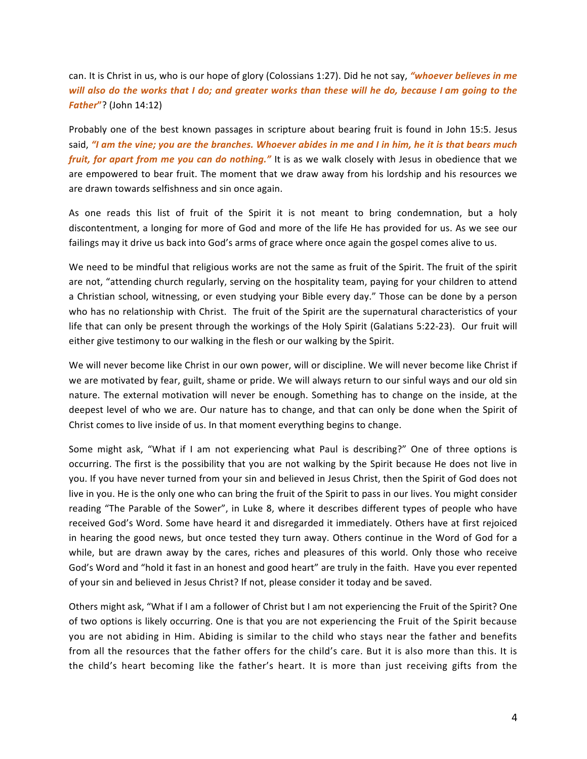can. It is Christ in us, who is our hope of glory (Colossians 1:27). Did he not say, ***"whoever believes in me will also do the works that I do; and greater works than these will he do, because I am going to the Father"***? (John 14:12)

Probably one of the best known passages in scripture about bearing fruit is found in John 15:5. Jesus said, ***"I am the vine; you are the branches. Whoever abides in me and I in him, he it is that bears much fruit, for apart from me you can do nothing."*** It is as we walk closely with Jesus in obedience that we are empowered to bear fruit. The moment that we draw away from his lordship and his resources we are drawn towards selfishness and sin once again.

As one reads this list of fruit of the Spirit it is not meant to bring condemnation, but a holy discontentment, a longing for more of God and more of the life He has provided for us. As we see our failings may it drive us back into God's arms of grace where once again the gospel comes alive to us.

We need to be mindful that religious works are not the same as fruit of the Spirit. The fruit of the spirit are not, "attending church regularly, serving on the hospitality team, paying for your children to attend a Christian school, witnessing, or even studying your Bible every day." Those can be done by a person who has no relationship with Christ. The fruit of the Spirit are the supernatural characteristics of your life that can only be present through the workings of the Holy Spirit (Galatians 5:22-23). Our fruit will either give testimony to our walking in the flesh or our walking by the Spirit.

We will never become like Christ in our own power, will or discipline. We will never become like Christ if we are motivated by fear, guilt, shame or pride. We will always return to our sinful ways and our old sin nature. The external motivation will never be enough. Something has to change on the inside, at the deepest level of who we are. Our nature has to change, and that can only be done when the Spirit of Christ comes to live inside of us. In that moment everything begins to change.

Some might ask, "What if I am not experiencing what Paul is describing?" One of three options is occurring. The first is the possibility that you are not walking by the Spirit because He does not live in you. If you have never turned from your sin and believed in Jesus Christ, then the Spirit of God does not live in you. He is the only one who can bring the fruit of the Spirit to pass in our lives. You might consider reading "The Parable of the Sower", in Luke 8, where it describes different types of people who have received God's Word. Some have heard it and disregarded it immediately. Others have at first rejoiced in hearing the good news, but once tested they turn away. Others continue in the Word of God for a while, but are drawn away by the cares, riches and pleasures of this world. Only those who receive God's Word and "hold it fast in an honest and good heart" are truly in the faith. Have you ever repented of your sin and believed in Jesus Christ? If not, please consider it today and be saved.

Others might ask, "What if I am a follower of Christ but I am not experiencing the Fruit of the Spirit? One of two options is likely occurring. One is that you are not experiencing the Fruit of the Spirit because you are not abiding in Him. Abiding is similar to the child who stays near the father and benefits from all the resources that the father offers for the child's care. But it is also more than this. It is the child's heart becoming like the father's heart. It is more than just receiving gifts from the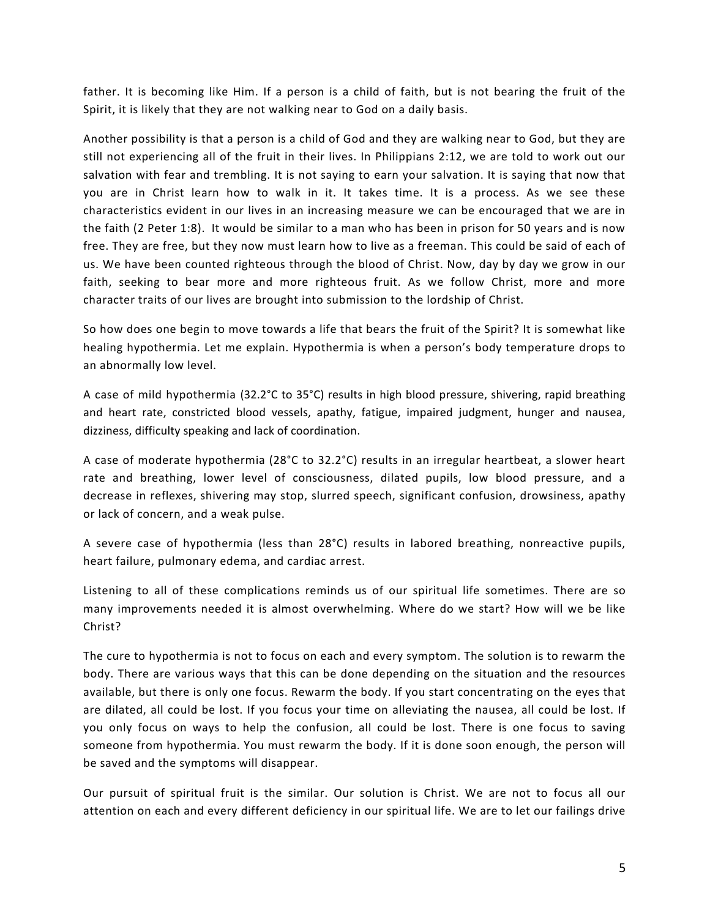father. It is becoming like Him. If a person is a child of faith, but is not bearing the fruit of the Spirit, it is likely that they are not walking near to God on a daily basis.

Another possibility is that a person is a child of God and they are walking near to God, but they are still not experiencing all of the fruit in their lives. In Philippians 2:12, we are told to work out our salvation with fear and trembling. It is not saying to earn your salvation. It is saying that now that you are in Christ learn how to walk in it. It takes time. It is a process. As we see these characteristics evident in our lives in an increasing measure we can be encouraged that we are in the faith (2 Peter 1:8). It would be similar to a man who has been in prison for 50 years and is now free. They are free, but they now must learn how to live as a freeman. This could be said of each of us. We have been counted righteous through the blood of Christ. Now, day by day we grow in our faith, seeking to bear more and more righteous fruit. As we follow Christ, more and more character traits of our lives are brought into submission to the lordship of Christ.

So how does one begin to move towards a life that bears the fruit of the Spirit? It is somewhat like healing hypothermia. Let me explain. Hypothermia is when a person's body temperature drops to an abnormally low level.

A case of mild hypothermia (32.2°C to 35°C) results in high blood pressure, shivering, rapid breathing and heart rate, constricted blood vessels, apathy, fatigue, impaired judgment, hunger and nausea, dizziness, difficulty speaking and lack of coordination.

A case of moderate hypothermia (28°C to 32.2°C) results in an irregular heartbeat, a slower heart rate and breathing, lower level of consciousness, dilated pupils, low blood pressure, and a decrease in reflexes, shivering may stop, slurred speech, significant confusion, drowsiness, apathy or lack of concern, and a weak pulse.

A severe case of hypothermia (less than 28°C) results in labored breathing, nonreactive pupils, heart failure, pulmonary edema, and cardiac arrest.

Listening to all of these complications reminds us of our spiritual life sometimes. There are so many improvements needed it is almost overwhelming. Where do we start? How will we be like Christ?

The cure to hypothermia is not to focus on each and every symptom. The solution is to rewarm the body. There are various ways that this can be done depending on the situation and the resources available, but there is only one focus. Rewarm the body. If you start concentrating on the eyes that are dilated, all could be lost. If you focus your time on alleviating the nausea, all could be lost. If you only focus on ways to help the confusion, all could be lost. There is one focus to saving someone from hypothermia. You must rewarm the body. If it is done soon enough, the person will be saved and the symptoms will disappear.

Our pursuit of spiritual fruit is the similar. Our solution is Christ. We are not to focus all our attention on each and every different deficiency in our spiritual life. We are to let our failings drive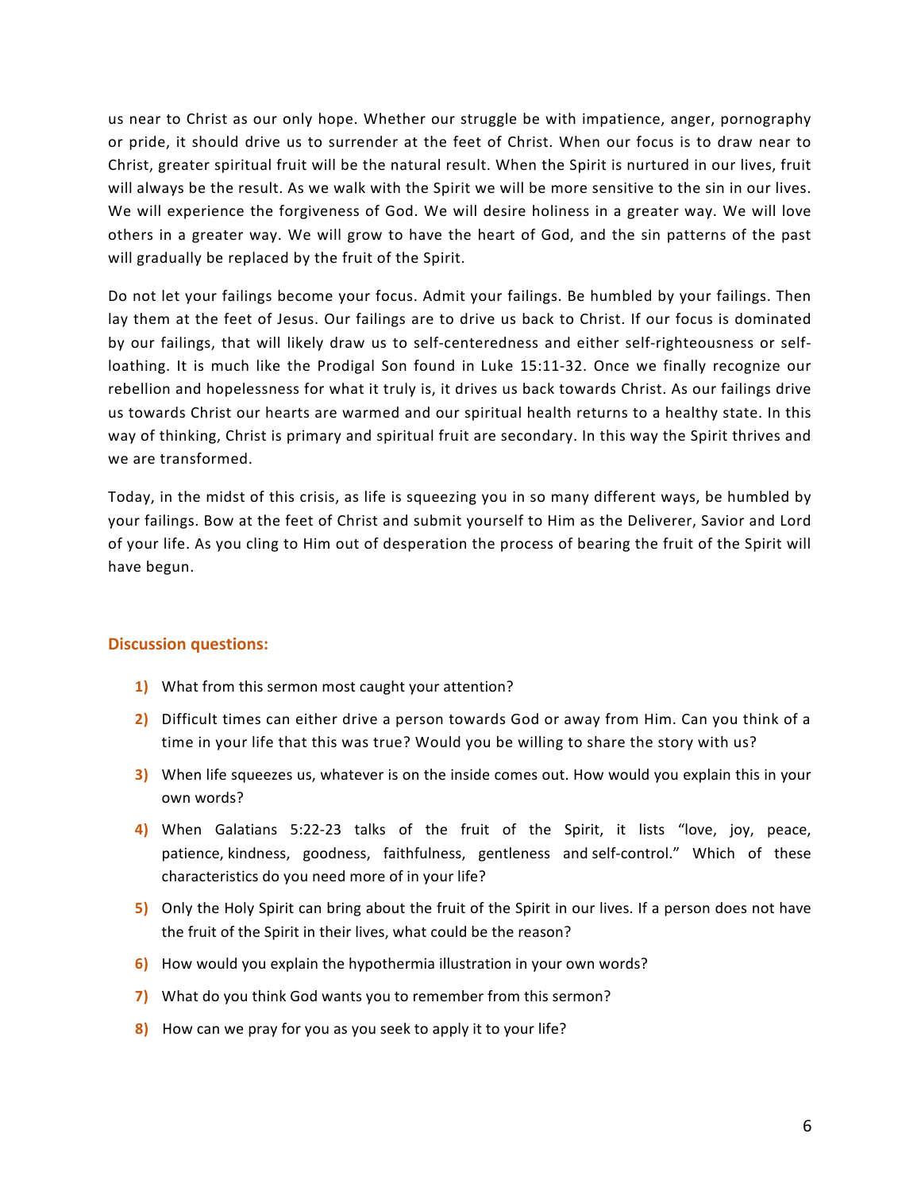us near to Christ as our only hope. Whether our struggle be with impatience, anger, pornography or pride, it should drive us to surrender at the feet of Christ. When our focus is to draw near to Christ, greater spiritual fruit will be the natural result. When the Spirit is nurtured in our lives, fruit will always be the result. As we walk with the Spirit we will be more sensitive to the sin in our lives. We will experience the forgiveness of God. We will desire holiness in a greater way. We will love others in a greater way. We will grow to have the heart of God, and the sin patterns of the past will gradually be replaced by the fruit of the Spirit.

Do not let your failings become your focus. Admit your failings. Be humbled by your failings. Then lay them at the feet of Jesus. Our failings are to drive us back to Christ. If our focus is dominated by our failings, that will likely draw us to self-centeredness and either self-righteousness or self-loathing. It is much like the Prodigal Son found in Luke 15:11-32. Once we finally recognize our rebellion and hopelessness for what it truly is, it drives us back towards Christ. As our failings drive us towards Christ our hearts are warmed and our spiritual health returns to a healthy state. In this way of thinking, Christ is primary and spiritual fruit are secondary. In this way the Spirit thrives and we are transformed.

Today, in the midst of this crisis, as life is squeezing you in so many different ways, be humbled by your failings. Bow at the feet of Christ and submit yourself to Him as the Deliverer, Savior and Lord of your life. As you cling to Him out of desperation the process of bearing the fruit of the Spirit will have begun.

## Discussion questions:

1) What from this sermon most caught your attention?
2) Difficult times can either drive a person towards God or away from Him. Can you think of a time in your life that this was true? Would you be willing to share the story with us?
3) When life squeezes us, whatever is on the inside comes out. How would you explain this in your own words?
4) When Galatians 5:22-23 talks of the fruit of the Spirit, it lists "love, joy, peace, patience, kindness, goodness, faithfulness, gentleness and self-control." Which of these characteristics do you need more of in your life?
5) Only the Holy Spirit can bring about the fruit of the Spirit in our lives. If a person does not have the fruit of the Spirit in their lives, what could be the reason?
6) How would you explain the hypothermia illustration in your own words?
7) What do you think God wants you to remember from this sermon?
8) How can we pray for you as you seek to apply it to your life?